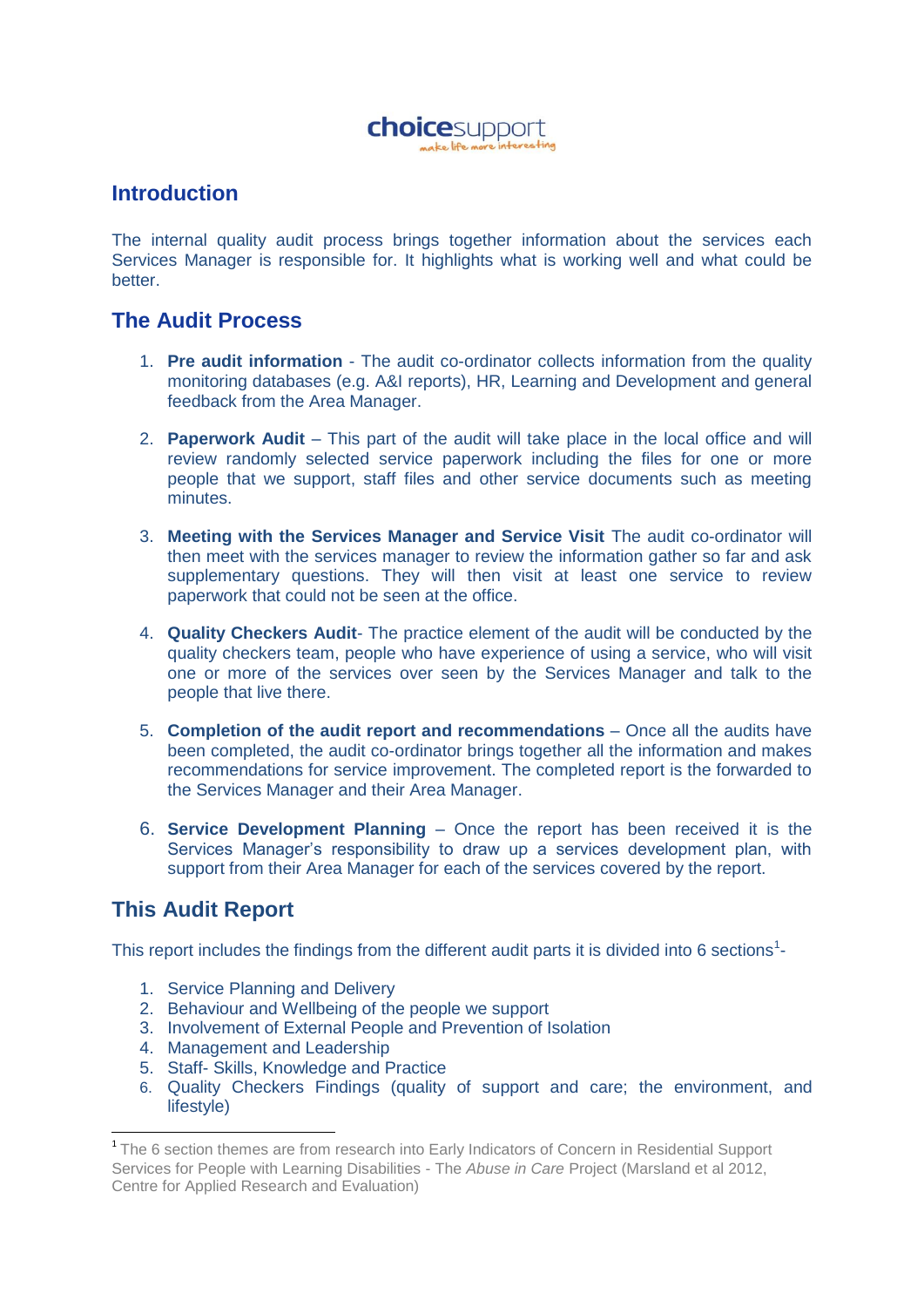choicesupport
make life more interesting

## Introduction

The internal quality audit process brings together information about the services each Services Manager is responsible for. It highlights what is working well and what could be better.

## The Audit Process

1. **Pre audit information** - The audit co-ordinator collects information from the quality monitoring databases (e.g. A&I reports), HR, Learning and Development and general feedback from the Area Manager.

2. **Paperwork Audit** – This part of the audit will take place in the local office and will review randomly selected service paperwork including the files for one or more people that we support, staff files and other service documents such as meeting minutes.

3. **Meeting with the Services Manager and Service Visit** The audit co-ordinator will then meet with the services manager to review the information gather so far and ask supplementary questions. They will then visit at least one service to review paperwork that could not be seen at the office.

4. **Quality Checkers Audit**- The practice element of the audit will be conducted by the quality checkers team, people who have experience of using a service, who will visit one or more of the services over seen by the Services Manager and talk to the people that live there.

5. **Completion of the audit report and recommendations** – Once all the audits have been completed, the audit co-ordinator brings together all the information and makes recommendations for service improvement. The completed report is the forwarded to the Services Manager and their Area Manager.

6. **Service Development Planning** – Once the report has been received it is the Services Manager's responsibility to draw up a services development plan, with support from their Area Manager for each of the services covered by the report.

## This Audit Report

This report includes the findings from the different audit parts it is divided into 6 sections[1]-

1. Service Planning and Delivery
2. Behaviour and Wellbeing of the people we support
3. Involvement of External People and Prevention of Isolation
4. Management and Leadership
5. Staff- Skills, Knowledge and Practice
6. Quality Checkers Findings (quality of support and care; the environment, and lifestyle)

---

[1] The 6 section themes are from research into Early Indicators of Concern in Residential Support Services for People with Learning Disabilities - The *Abuse in Care* Project (Marsland et al 2012, Centre for Applied Research and Evaluation)